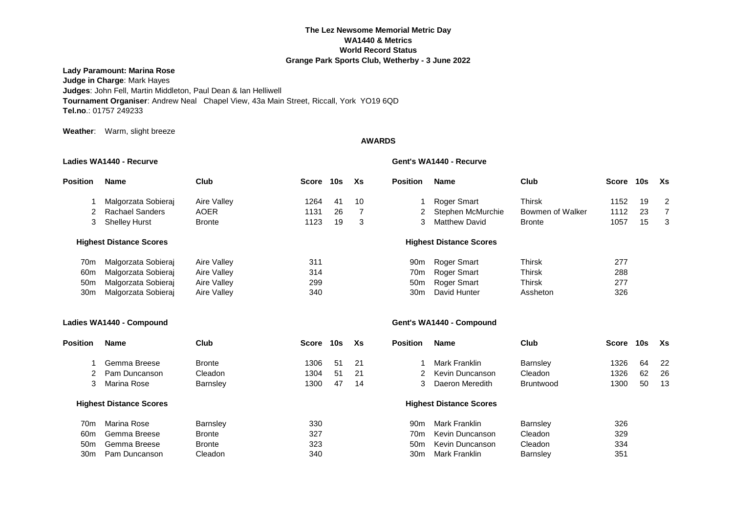# The Lez Newsome Memorial Metric Day
## WA1440 & Metrics
## World Record Status
## Grange Park Sports Club, Wetherby - 3 June 2022

**Lady Paramount: Marina Rose**
**Judge in Charge**: Mark Hayes
**Judges**: John Fell, Martin Middleton, Paul Dean & Ian Helliwell
**Tournament Organiser**: Andrew Neal Chapel View, 43a Main Street, Riccall, York YO19 6QD
**Tel.no**.: 01757 249233

**Weather**: Warm, slight breeze

## AWARDS

### Ladies WA1440 - Recurve

| Position | Name | Club | Score | 10s | Xs |
|---|---|---|---|---|---|
| 1 | Malgorzata Sobieraj | Aire Valley | 1264 | 41 | 10 |
| 2 | Rachael Sanders | AOER | 1131 | 26 | 7 |
| 3 | Shelley Hurst | Bronte | 1123 | 19 | 3 |

**Highest Distance Scores**

| Distance | Name | Club | Score |
|---|---|---|---|
| 70m | Malgorzata Sobieraj | Aire Valley | 311 |
| 60m | Malgorzata Sobieraj | Aire Valley | 314 |
| 50m | Malgorzata Sobieraj | Aire Valley | 299 |
| 30m | Malgorzata Sobieraj | Aire Valley | 340 |

### Gent's WA1440 - Recurve

| Position | Name | Club | Score | 10s | Xs |
|---|---|---|---|---|---|
| 1 | Roger Smart | Thirsk | 1152 | 19 | 2 |
| 2 | Stephen McMurchie | Bowmen of Walker | 1112 | 23 | 7 |
| 3 | Matthew David | Bronte | 1057 | 15 | 3 |

**Highest Distance Scores**

| Distance | Name | Club | Score |
|---|---|---|---|
| 90m | Roger Smart | Thirsk | 277 |
| 70m | Roger Smart | Thirsk | 288 |
| 50m | Roger Smart | Thirsk | 277 |
| 30m | David Hunter | Assheton | 326 |

### Ladies WA1440 - Compound

| Position | Name | Club | Score | 10s | Xs |
|---|---|---|---|---|---|
| 1 | Gemma Breese | Bronte | 1306 | 51 | 21 |
| 2 | Pam Duncanson | Cleadon | 1304 | 51 | 21 |
| 3 | Marina Rose | Barnsley | 1300 | 47 | 14 |

**Highest Distance Scores**

| Distance | Name | Club | Score |
|---|---|---|---|
| 70m | Marina Rose | Barnsley | 330 |
| 60m | Gemma Breese | Bronte | 327 |
| 50m | Gemma Breese | Bronte | 323 |
| 30m | Pam Duncanson | Cleadon | 340 |

### Gent's WA1440 - Compound

| Position | Name | Club | Score | 10s | Xs |
|---|---|---|---|---|---|
| 1 | Mark Franklin | Barnsley | 1326 | 64 | 22 |
| 2 | Kevin Duncanson | Cleadon | 1326 | 62 | 26 |
| 3 | Daeron Meredith | Bruntwood | 1300 | 50 | 13 |

**Highest Distance Scores**

| Distance | Name | Club | Score |
|---|---|---|---|
| 90m | Mark Franklin | Barnsley | 326 |
| 70m | Kevin Duncanson | Cleadon | 329 |
| 50m | Kevin Duncanson | Cleadon | 334 |
| 30m | Mark Franklin | Barnsley | 351 |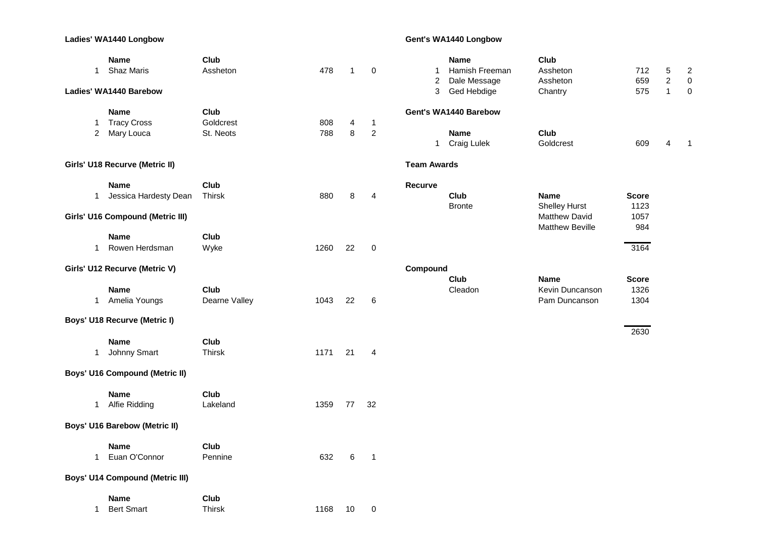### Ladies' WA1440 Longbow

| | Name | Club | | | |
|---|---|---|---|---|---|
| 1 | Shaz Maris | Assheton | 478 | 1 | 0 |

### Ladies' WA1440 Barebow

| | Name | Club | | | |
|---|---|---|---|---|---|
| 1 | Tracy Cross | Goldcrest | 808 | 4 | 1 |
| 2 | Mary Louca | St. Neots | 788 | 8 | 2 |

### Girls' U18 Recurve (Metric II)

| | Name | Club | | | |
|---|---|---|---|---|---|
| 1 | Jessica Hardesty Dean | Thirsk | 880 | 8 | 4 |

### Girls' U16 Compound (Metric III)

| | Name | Club | | | |
|---|---|---|---|---|---|
| 1 | Rowen Herdsman | Wyke | 1260 | 22 | 0 |

### Girls' U12 Recurve (Metric V)

| | Name | Club | | | |
|---|---|---|---|---|---|
| 1 | Amelia Youngs | Dearne Valley | 1043 | 22 | 6 |

### Boys' U18 Recurve (Metric I)

| | Name | Club | | | |
|---|---|---|---|---|---|
| 1 | Johnny Smart | Thirsk | 1171 | 21 | 4 |

### Boys' U16 Compound (Metric II)

| | Name | Club | | | |
|---|---|---|---|---|---|
| 1 | Alfie Ridding | Lakeland | 1359 | 77 | 32 |

### Boys' U16 Barebow (Metric II)

| | Name | Club | | | |
|---|---|---|---|---|---|
| 1 | Euan O'Connor | Pennine | 632 | 6 | 1 |

### Boys' U14 Compound (Metric III)

| | Name | Club | | | |
|---|---|---|---|---|---|
| 1 | Bert Smart | Thirsk | 1168 | 10 | 0 |

### Gent's WA1440 Longbow

| | Name | Club | | | |
|---|---|---|---|---|---|
| 1 | Hamish Freeman | Assheton | 712 | 5 | 2 |
| 2 | Dale Message | Assheton | 659 | 2 | 0 |
| 3 | Ged Hebdige | Chantry | 575 | 1 | 0 |

### Gent's WA1440 Barebow

| | Name | Club | | | |
|---|---|---|---|---|---|
| 1 | Craig Lulek | Goldcrest | 609 | 4 | 1 |

### Team Awards

**Recurve**

| Club | Name | Score |
|---|---|---|
| Bronte | Shelley Hurst | 1123 |
| | Matthew David | 1057 |
| | Matthew Beville | 984 |
| | | 3164 |

**Compound**

| Club | Name | Score |
|---|---|---|
| Cleadon | Kevin Duncanson | 1326 |
| | Pam Duncanson | 1304 |
| | | 2630 |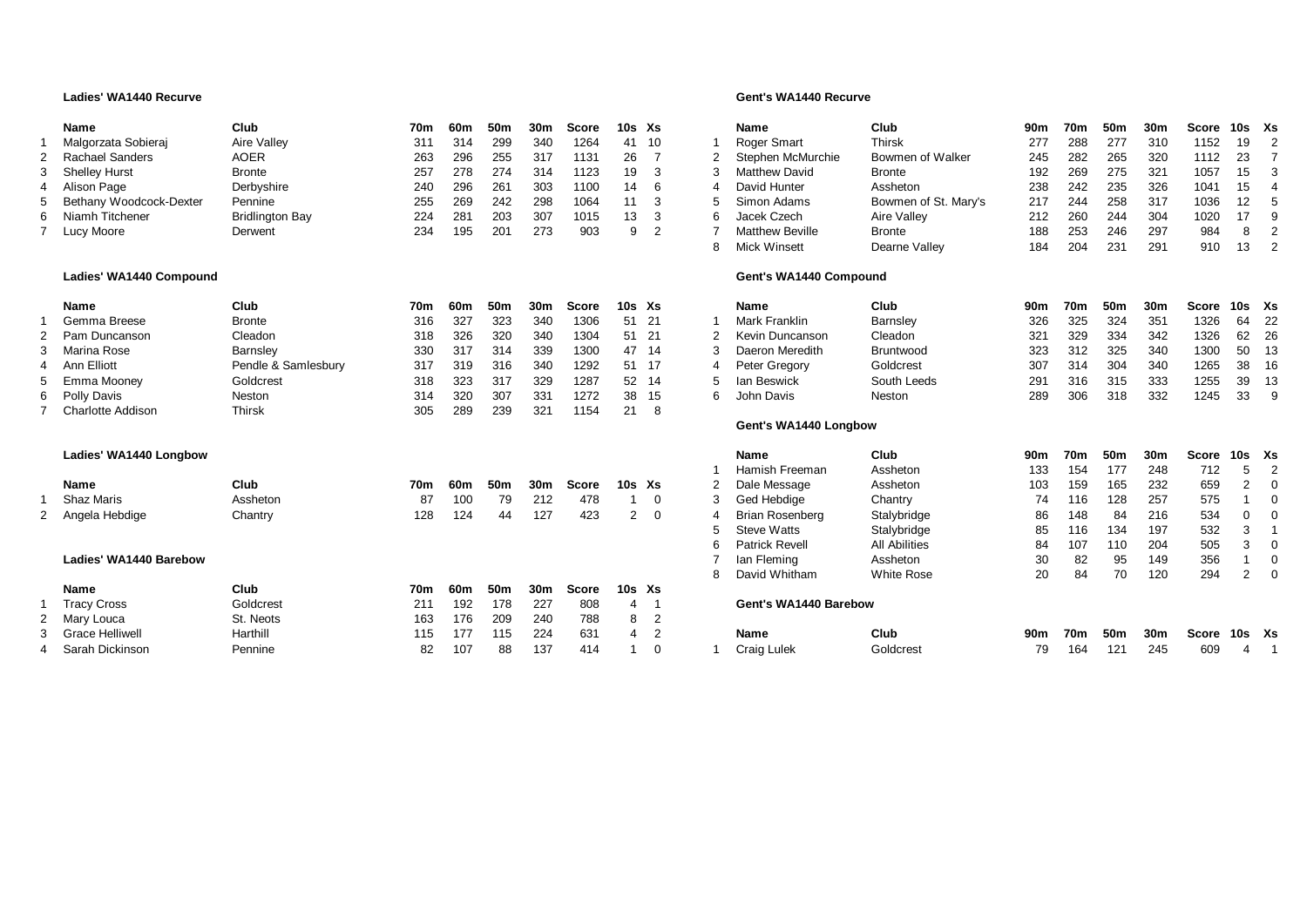### Ladies' WA1440 Recurve

| | Name | Club | 70m | 60m | 50m | 30m | Score | 10s | Xs |
|---|---|---|---|---|---|---|---|---|---|
| 1 | Malgorzata Sobieraj | Aire Valley | 311 | 314 | 299 | 340 | 1264 | 41 | 10 |
| 2 | Rachael Sanders | AOER | 263 | 296 | 255 | 317 | 1131 | 26 | 7 |
| 3 | Shelley Hurst | Bronte | 257 | 278 | 274 | 314 | 1123 | 19 | 3 |
| 4 | Alison Page | Derbyshire | 240 | 296 | 261 | 303 | 1100 | 14 | 6 |
| 5 | Bethany Woodcock-Dexter | Pennine | 255 | 269 | 242 | 298 | 1064 | 11 | 3 |
| 6 | Niamh Titchener | Bridlington Bay | 224 | 281 | 203 | 307 | 1015 | 13 | 3 |
| 7 | Lucy Moore | Derwent | 234 | 195 | 201 | 273 | 903 | 9 | 2 |

### Ladies' WA1440 Compound

| | Name | Club | 70m | 60m | 50m | 30m | Score | 10s | Xs |
|---|---|---|---|---|---|---|---|---|---|
| 1 | Gemma Breese | Bronte | 316 | 327 | 323 | 340 | 1306 | 51 | 21 |
| 2 | Pam Duncanson | Cleadon | 318 | 326 | 320 | 340 | 1304 | 51 | 21 |
| 3 | Marina Rose | Barnsley | 330 | 317 | 314 | 339 | 1300 | 47 | 14 |
| 4 | Ann Elliott | Pendle & Samlesbury | 317 | 319 | 316 | 340 | 1292 | 51 | 17 |
| 5 | Emma Mooney | Goldcrest | 318 | 323 | 317 | 329 | 1287 | 52 | 14 |
| 6 | Polly Davis | Neston | 314 | 320 | 307 | 331 | 1272 | 38 | 15 |
| 7 | Charlotte Addison | Thirsk | 305 | 289 | 239 | 321 | 1154 | 21 | 8 |

### Ladies' WA1440 Longbow

| | Name | Club | 70m | 60m | 50m | 30m | Score | 10s | Xs |
|---|---|---|---|---|---|---|---|---|---|
| 1 | Shaz Maris | Assheton | 87 | 100 | 79 | 212 | 478 | 1 | 0 |
| 2 | Angela Hebdige | Chantry | 128 | 124 | 44 | 127 | 423 | 2 | 0 |

### Ladies' WA1440 Barebow

| | Name | Club | 70m | 60m | 50m | 30m | Score | 10s | Xs |
|---|---|---|---|---|---|---|---|---|---|
| 1 | Tracy Cross | Goldcrest | 211 | 192 | 178 | 227 | 808 | 4 | 1 |
| 2 | Mary Louca | St. Neots | 163 | 176 | 209 | 240 | 788 | 8 | 2 |
| 3 | Grace Helliwell | Harthill | 115 | 177 | 115 | 224 | 631 | 4 | 2 |
| 4 | Sarah Dickinson | Pennine | 82 | 107 | 88 | 137 | 414 | 1 | 0 |

### Gent's WA1440 Recurve

| | Name | Club | 90m | 70m | 50m | 30m | Score | 10s | Xs |
|---|---|---|---|---|---|---|---|---|---|
| 1 | Roger Smart | Thirsk | 277 | 288 | 277 | 310 | 1152 | 19 | 2 |
| 2 | Stephen McMurchie | Bowmen of Walker | 245 | 282 | 265 | 320 | 1112 | 23 | 7 |
| 3 | Matthew David | Bronte | 192 | 269 | 275 | 321 | 1057 | 15 | 3 |
| 4 | David Hunter | Assheton | 238 | 242 | 235 | 326 | 1041 | 15 | 4 |
| 5 | Simon Adams | Bowmen of St. Mary's | 217 | 244 | 258 | 317 | 1036 | 12 | 5 |
| 6 | Jacek Czech | Aire Valley | 212 | 260 | 244 | 304 | 1020 | 17 | 9 |
| 7 | Matthew Beville | Bronte | 188 | 253 | 246 | 297 | 984 | 8 | 2 |
| 8 | Mick Winsett | Dearne Valley | 184 | 204 | 231 | 291 | 910 | 13 | 2 |

### Gent's WA1440 Compound

| | Name | Club | 90m | 70m | 50m | 30m | Score | 10s | Xs |
|---|---|---|---|---|---|---|---|---|---|
| 1 | Mark Franklin | Barnsley | 326 | 325 | 324 | 351 | 1326 | 64 | 22 |
| 2 | Kevin Duncanson | Cleadon | 321 | 329 | 334 | 342 | 1326 | 62 | 26 |
| 3 | Daeron Meredith | Bruntwood | 323 | 312 | 325 | 340 | 1300 | 50 | 13 |
| 4 | Peter Gregory | Goldcrest | 307 | 314 | 304 | 340 | 1265 | 38 | 16 |
| 5 | Ian Beswick | South Leeds | 291 | 316 | 315 | 333 | 1255 | 39 | 13 |
| 6 | John Davis | Neston | 289 | 306 | 318 | 332 | 1245 | 33 | 9 |

### Gent's WA1440 Longbow

| | Name | Club | 90m | 70m | 50m | 30m | Score | 10s | Xs |
|---|---|---|---|---|---|---|---|---|---|
| 1 | Hamish Freeman | Assheton | 133 | 154 | 177 | 248 | 712 | 5 | 2 |
| 2 | Dale Message | Assheton | 103 | 159 | 165 | 232 | 659 | 2 | 0 |
| 3 | Ged Hebdige | Chantry | 74 | 116 | 128 | 257 | 575 | 1 | 0 |
| 4 | Brian Rosenberg | Stalybridge | 86 | 148 | 84 | 216 | 534 | 0 | 0 |
| 5 | Steve Watts | Stalybridge | 85 | 116 | 134 | 197 | 532 | 3 | 1 |
| 6 | Patrick Revell | All Abilities | 84 | 107 | 110 | 204 | 505 | 3 | 0 |
| 7 | Ian Fleming | Assheton | 30 | 82 | 95 | 149 | 356 | 1 | 0 |
| 8 | David Whitham | White Rose | 20 | 84 | 70 | 120 | 294 | 2 | 0 |

### Gent's WA1440 Barebow

| | Name | Club | 90m | 70m | 50m | 30m | Score | 10s | Xs |
|---|---|---|---|---|---|---|---|---|---|
| 1 | Craig Lulek | Goldcrest | 79 | 164 | 121 | 245 | 609 | 4 | 1 |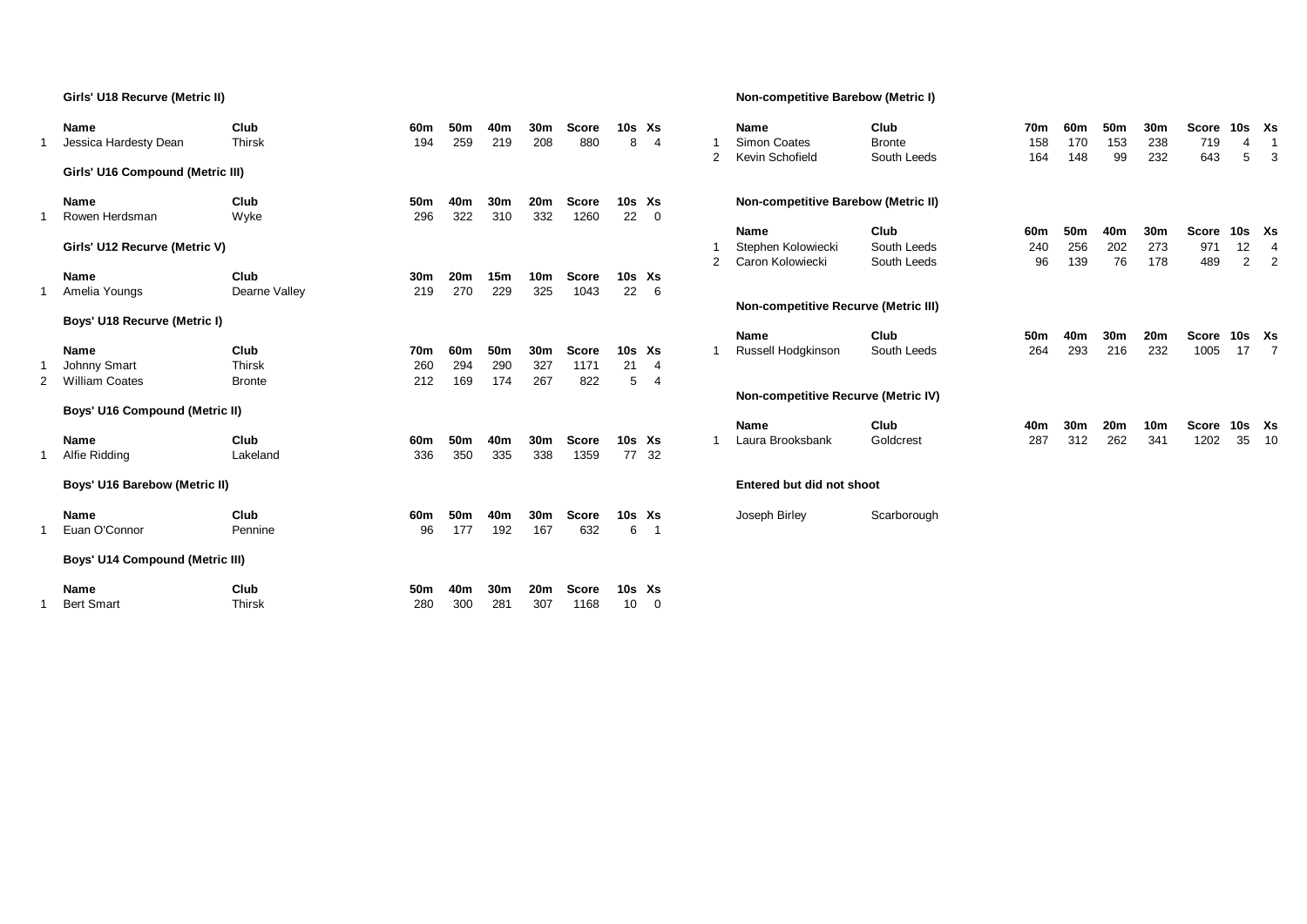### Girls' U18 Recurve (Metric II)

| | Name | Club | 60m | 50m | 40m | 30m | Score | 10s | Xs |
|---|---|---|---|---|---|---|---|---|---|
| 1 | Jessica Hardesty Dean | Thirsk | 194 | 259 | 219 | 208 | 880 | 8 | 4 |

### Girls' U16 Compound (Metric III)

| | Name | Club | 50m | 40m | 30m | 20m | Score | 10s | Xs |
|---|---|---|---|---|---|---|---|---|---|
| 1 | Rowen Herdsman | Wyke | 296 | 322 | 310 | 332 | 1260 | 22 | 0 |

### Girls' U12 Recurve (Metric V)

| | Name | Club | 30m | 20m | 15m | 10m | Score | 10s | Xs |
|---|---|---|---|---|---|---|---|---|---|
| 1 | Amelia Youngs | Dearne Valley | 219 | 270 | 229 | 325 | 1043 | 22 | 6 |

### Boys' U18 Recurve (Metric I)

| | Name | Club | 70m | 60m | 50m | 30m | Score | 10s | Xs |
|---|---|---|---|---|---|---|---|---|---|
| 1 | Johnny Smart | Thirsk | 260 | 294 | 290 | 327 | 1171 | 21 | 4 |
| 2 | William Coates | Bronte | 212 | 169 | 174 | 267 | 822 | 5 | 4 |

### Boys' U16 Compound (Metric II)

| | Name | Club | 60m | 50m | 40m | 30m | Score | 10s | Xs |
|---|---|---|---|---|---|---|---|---|---|
| 1 | Alfie Ridding | Lakeland | 336 | 350 | 335 | 338 | 1359 | 77 | 32 |

### Boys' U16 Barebow (Metric II)

| | Name | Club | 60m | 50m | 40m | 30m | Score | 10s | Xs |
|---|---|---|---|---|---|---|---|---|---|
| 1 | Euan O'Connor | Pennine | 96 | 177 | 192 | 167 | 632 | 6 | 1 |

### Boys' U14 Compound (Metric III)

| | Name | Club | 50m | 40m | 30m | 20m | Score | 10s | Xs |
|---|---|---|---|---|---|---|---|---|---|
| 1 | Bert Smart | Thirsk | 280 | 300 | 281 | 307 | 1168 | 10 | 0 |

### Non-competitive Barebow (Metric I)

| | Name | Club | 70m | 60m | 50m | 30m | Score | 10s | Xs |
|---|---|---|---|---|---|---|---|---|---|
| 1 | Simon Coates | Bronte | 158 | 170 | 153 | 238 | 719 | 4 | 1 |
| 2 | Kevin Schofield | South Leeds | 164 | 148 | 99 | 232 | 643 | 5 | 3 |

### Non-competitive Barebow (Metric II)

| | Name | Club | 60m | 50m | 40m | 30m | Score | 10s | Xs |
|---|---|---|---|---|---|---|---|---|---|
| 1 | Stephen Kolowiecki | South Leeds | 240 | 256 | 202 | 273 | 971 | 12 | 4 |
| 2 | Caron Kolowiecki | South Leeds | 96 | 139 | 76 | 178 | 489 | 2 | 2 |

### Non-competitive Recurve (Metric III)

| | Name | Club | 50m | 40m | 30m | 20m | Score | 10s | Xs |
|---|---|---|---|---|---|---|---|---|---|
| 1 | Russell Hodgkinson | South Leeds | 264 | 293 | 216 | 232 | 1005 | 17 | 7 |

### Non-competitive Recurve (Metric IV)

| | Name | Club | 40m | 30m | 20m | 10m | Score | 10s | Xs |
|---|---|---|---|---|---|---|---|---|---|
| 1 | Laura Brooksbank | Goldcrest | 287 | 312 | 262 | 341 | 1202 | 35 | 10 |

### Entered but did not shoot

| | |
|---|---|
| Joseph Birley | Scarborough |